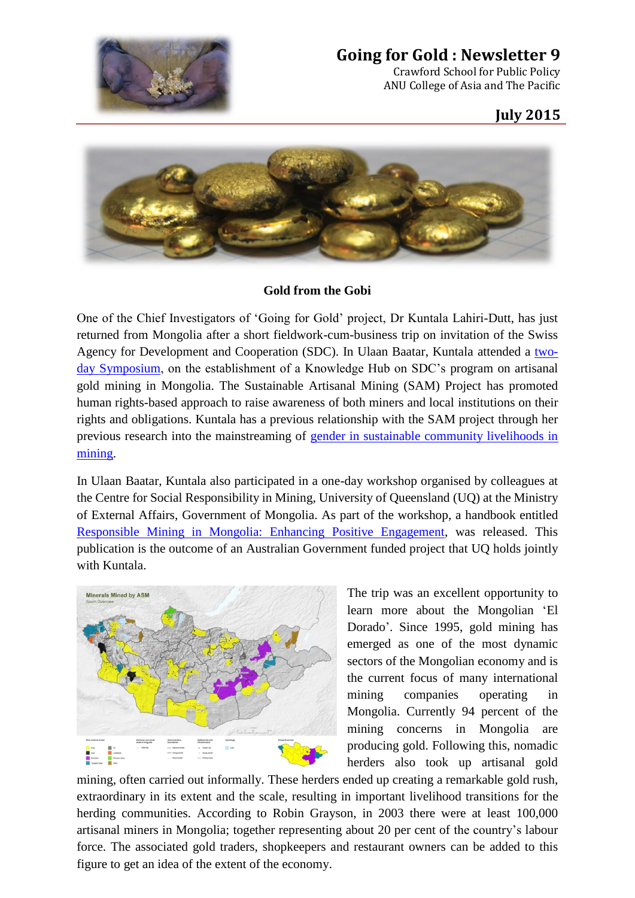# Going for Gold : Newsletter 9

Crawford School for Public Policy
ANU College of Asia and The Pacific

**July 2015**

**Gold from the Gobi**

One of the Chief Investigators of 'Going for Gold' project, Dr Kuntala Lahiri-Dutt, has just returned from Mongolia after a short fieldwork-cum-business trip on invitation of the Swiss Agency for Development and Cooperation (SDC). In Ulaan Baatar, Kuntala attended a two-day Symposium, on the establishment of a Knowledge Hub on SDC's program on artisanal gold mining in Mongolia. The Sustainable Artisanal Mining (SAM) Project has promoted human rights-based approach to raise awareness of both miners and local institutions on their rights and obligations. Kuntala has a previous relationship with the SAM project through her previous research into the mainstreaming of gender in sustainable community livelihoods in mining.

In Ulaan Baatar, Kuntala also participated in a one-day workshop organised by colleagues at the Centre for Social Responsibility in Mining, University of Queensland (UQ) at the Ministry of External Affairs, Government of Mongolia. As part of the workshop, a handbook entitled Responsible Mining in Mongolia: Enhancing Positive Engagement, was released. This publication is the outcome of an Australian Government funded project that UQ holds jointly with Kuntala.

The trip was an excellent opportunity to learn more about the Mongolian 'El Dorado'. Since 1995, gold mining has emerged as one of the most dynamic sectors of the Mongolian economy and is the current focus of many international mining companies operating in Mongolia. Currently 94 percent of the mining concerns in Mongolia are producing gold. Following this, nomadic herders also took up artisanal gold mining, often carried out informally. These herders ended up creating a remarkable gold rush, extraordinary in its extent and the scale, resulting in important livelihood transitions for the herding communities. According to Robin Grayson, in 2003 there were at least 100,000 artisanal miners in Mongolia; together representing about 20 per cent of the country's labour force. The associated gold traders, shopkeepers and restaurant owners can be added to this figure to get an idea of the extent of the economy.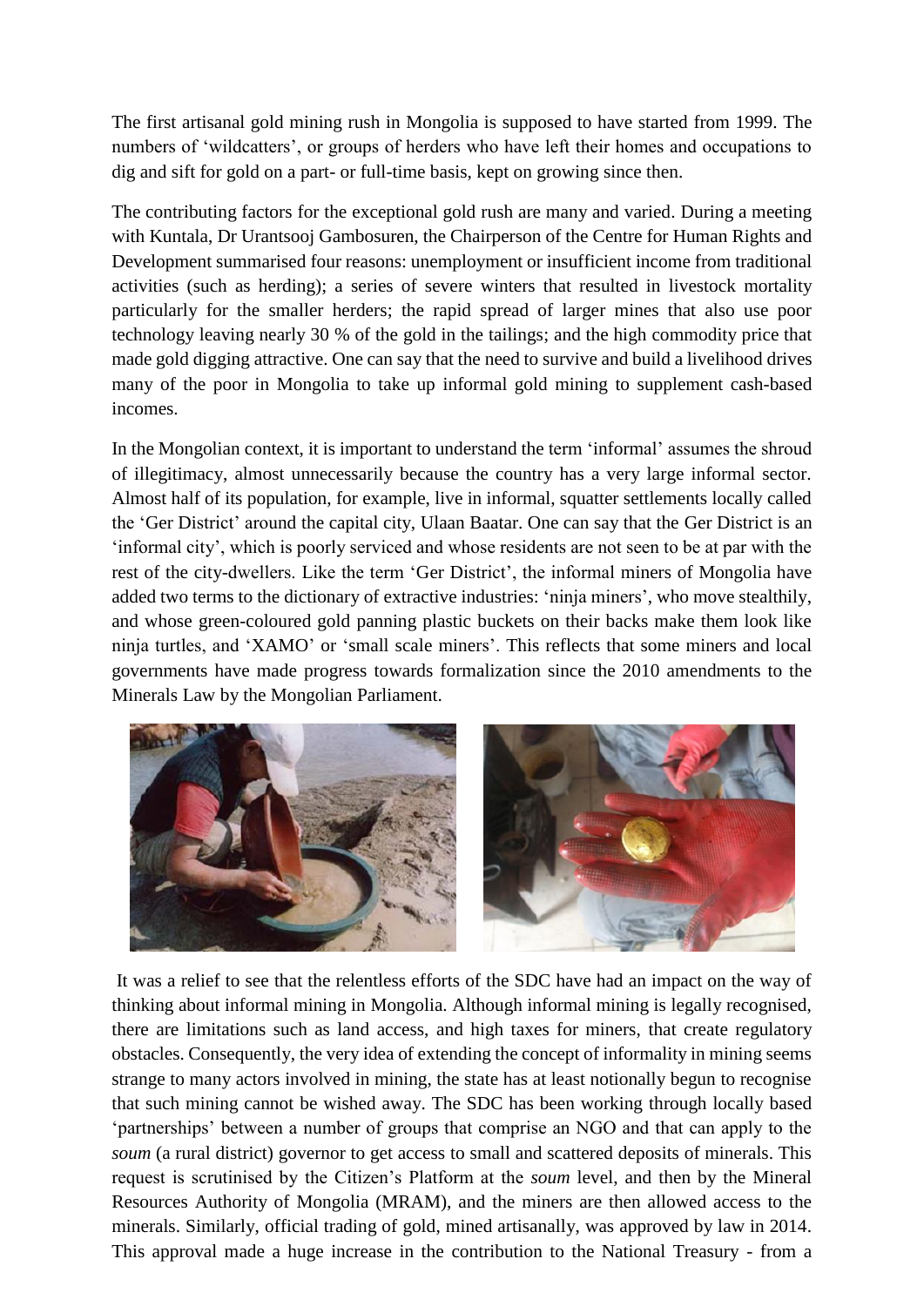The first artisanal gold mining rush in Mongolia is supposed to have started from 1999. The numbers of 'wildcatters', or groups of herders who have left their homes and occupations to dig and sift for gold on a part- or full-time basis, kept on growing since then.

The contributing factors for the exceptional gold rush are many and varied. During a meeting with Kuntala, Dr Urantsooj Gambosuren, the Chairperson of the Centre for Human Rights and Development summarised four reasons: unemployment or insufficient income from traditional activities (such as herding); a series of severe winters that resulted in livestock mortality particularly for the smaller herders; the rapid spread of larger mines that also use poor technology leaving nearly 30 % of the gold in the tailings; and the high commodity price that made gold digging attractive. One can say that the need to survive and build a livelihood drives many of the poor in Mongolia to take up informal gold mining to supplement cash-based incomes.

In the Mongolian context, it is important to understand the term 'informal' assumes the shroud of illegitimacy, almost unnecessarily because the country has a very large informal sector. Almost half of its population, for example, live in informal, squatter settlements locally called the 'Ger District' around the capital city, Ulaan Baatar. One can say that the Ger District is an 'informal city', which is poorly serviced and whose residents are not seen to be at par with the rest of the city-dwellers. Like the term 'Ger District', the informal miners of Mongolia have added two terms to the dictionary of extractive industries: 'ninja miners', who move stealthily, and whose green-coloured gold panning plastic buckets on their backs make them look like ninja turtles, and 'XAMO' or 'small scale miners'. This reflects that some miners and local governments have made progress towards formalization since the 2010 amendments to the Minerals Law by the Mongolian Parliament.

It was a relief to see that the relentless efforts of the SDC have had an impact on the way of thinking about informal mining in Mongolia. Although informal mining is legally recognised, there are limitations such as land access, and high taxes for miners, that create regulatory obstacles. Consequently, the very idea of extending the concept of informality in mining seems strange to many actors involved in mining, the state has at least notionally begun to recognise that such mining cannot be wished away. The SDC has been working through locally based 'partnerships' between a number of groups that comprise an NGO and that can apply to the *soum* (a rural district) governor to get access to small and scattered deposits of minerals. This request is scrutinised by the Citizen's Platform at the *soum* level, and then by the Mineral Resources Authority of Mongolia (MRAM), and the miners are then allowed access to the minerals. Similarly, official trading of gold, mined artisanally, was approved by law in 2014. This approval made a huge increase in the contribution to the National Treasury - from a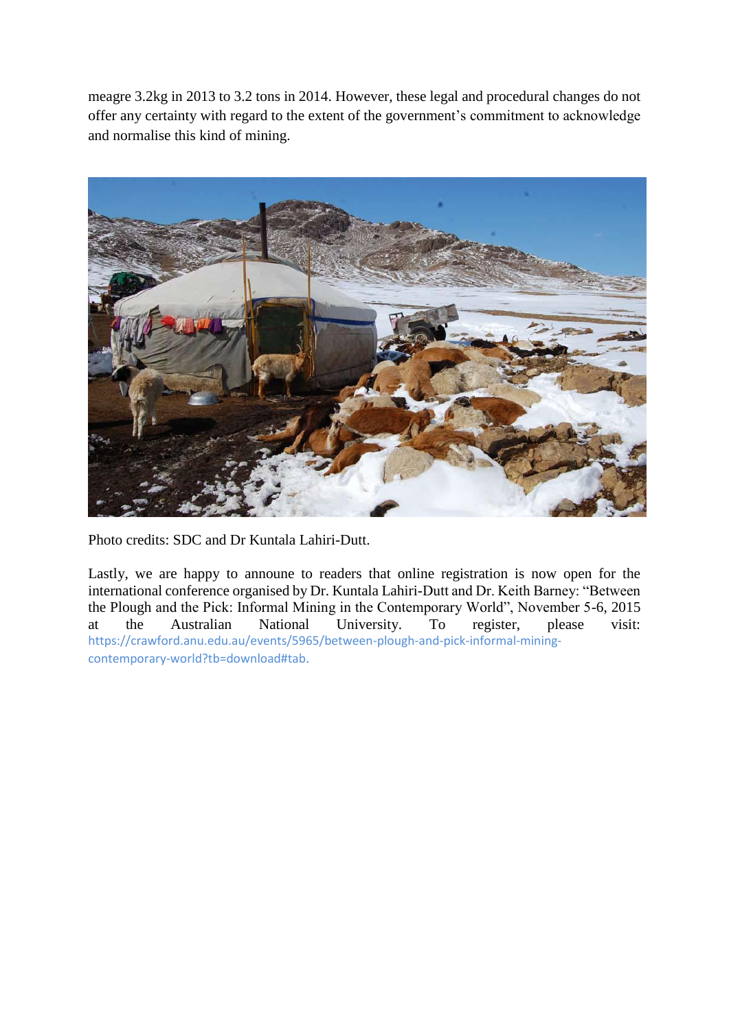meagre 3.2kg in 2013 to 3.2 tons in 2014. However, these legal and procedural changes do not offer any certainty with regard to the extent of the government's commitment to acknowledge and normalise this kind of mining.

Photo credits: SDC and Dr Kuntala Lahiri-Dutt.

Lastly, we are happy to announe to readers that online registration is now open for the international conference organised by Dr. Kuntala Lahiri-Dutt and Dr. Keith Barney: "Between the Plough and the Pick: Informal Mining in the Contemporary World", November 5-6, 2015 at the Australian National University. To register, please visit: https://crawford.anu.edu.au/events/5965/between-plough-and-pick-informal-mining-contemporary-world?tb=download#tab.